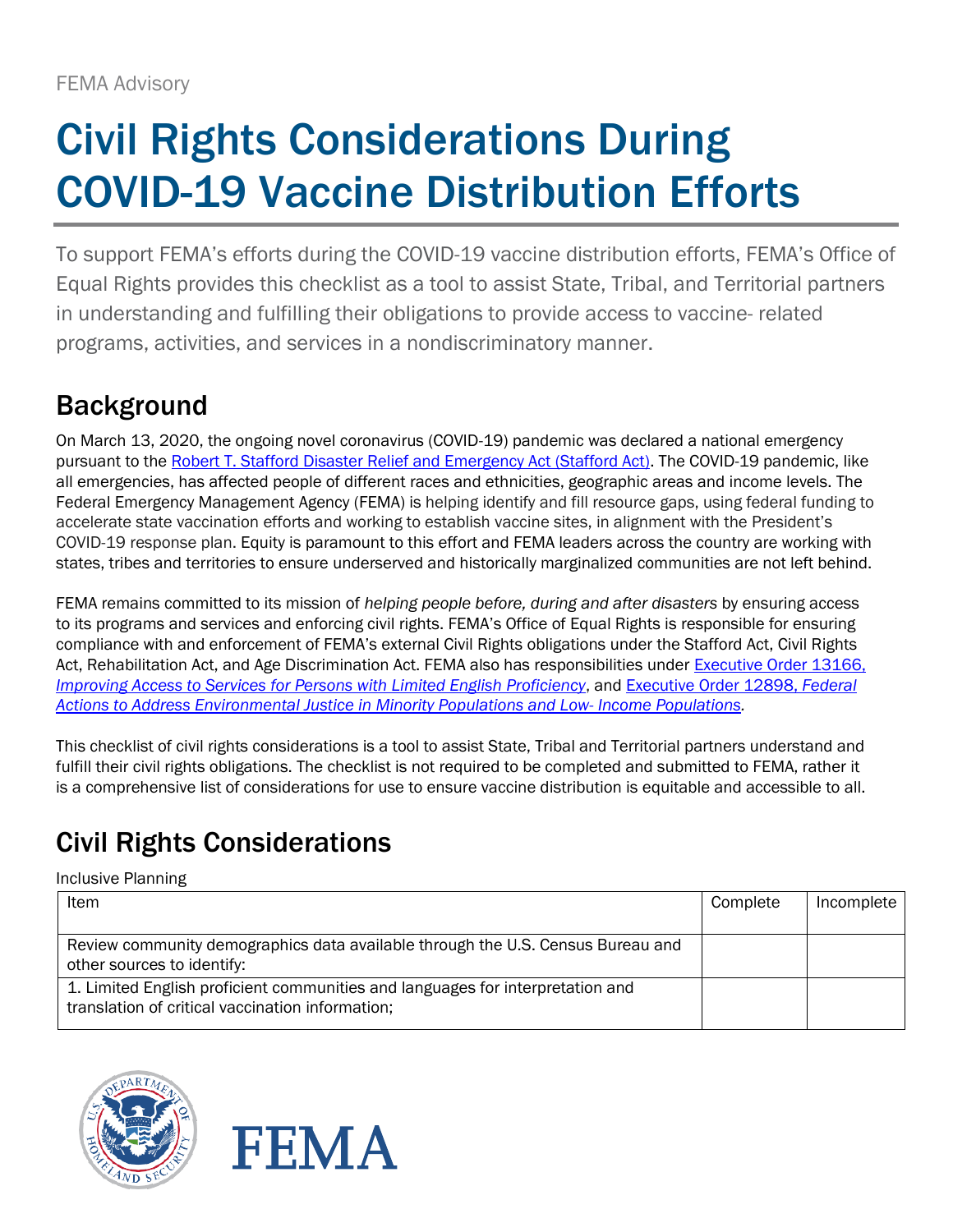FEMA Advisory

# Civil Rights Considerations During COVID-19 Vaccine Distribution Efforts

To support FEMA's efforts during the COVID-19 vaccine distribution efforts, FEMA's Office of Equal Rights provides this checklist as a tool to assist State, Tribal, and Territorial partners in understanding and fulfilling their obligations to provide access to vaccine- related programs, activities, and services in a nondiscriminatory manner.

## Background

On March 13, 2020, the ongoing novel coronavirus (COVID-19) pandemic was declared a national emergency pursuant to the Robert T. Stafford Disaster Relief and Emergency Act (Stafford Act). The COVID-19 pandemic, like all emergencies, has affected people of different races and ethnicities, geographic areas and income levels. The Federal Emergency Management Agency (FEMA) is helping identify and fill resource gaps, using federal funding to accelerate state vaccination efforts and working to establish vaccine sites, in alignment with the President's COVID-19 response plan. Equity is paramount to this effort and FEMA leaders across the country are working with states, tribes and territories to ensure underserved and historically marginalized communities are not left behind.

FEMA remains committed to its mission of *helping people before, during and after disasters* by ensuring access to its programs and services and enforcing civil rights. FEMA's Office of Equal Rights is responsible for ensuring compliance with and enforcement of FEMA's external Civil Rights obligations under the Stafford Act, Civil Rights Act, Rehabilitation Act, and Age Discrimination Act. FEMA also has responsibilities under Executive Order 13166, *Improving Access to Services for Persons with Limited English Proficiency*, and Executive Order 12898, *Federal Actions to Address Environmental Justice in Minority Populations and Low- Income Populations*.

This checklist of civil rights considerations is a tool to assist State, Tribal and Territorial partners understand and fulfill their civil rights obligations. The checklist is not required to be completed and submitted to FEMA, rather it is a comprehensive list of considerations for use to ensure vaccine distribution is equitable and accessible to all.

## Civil Rights Considerations

Inclusive Planning

| Item | Complete | Incomplete |
|---|---|---|
| Review community demographics data available through the U.S. Census Bureau and other sources to identify: | | |
| 1. Limited English proficient communities and languages for interpretation and translation of critical vaccination information; | | |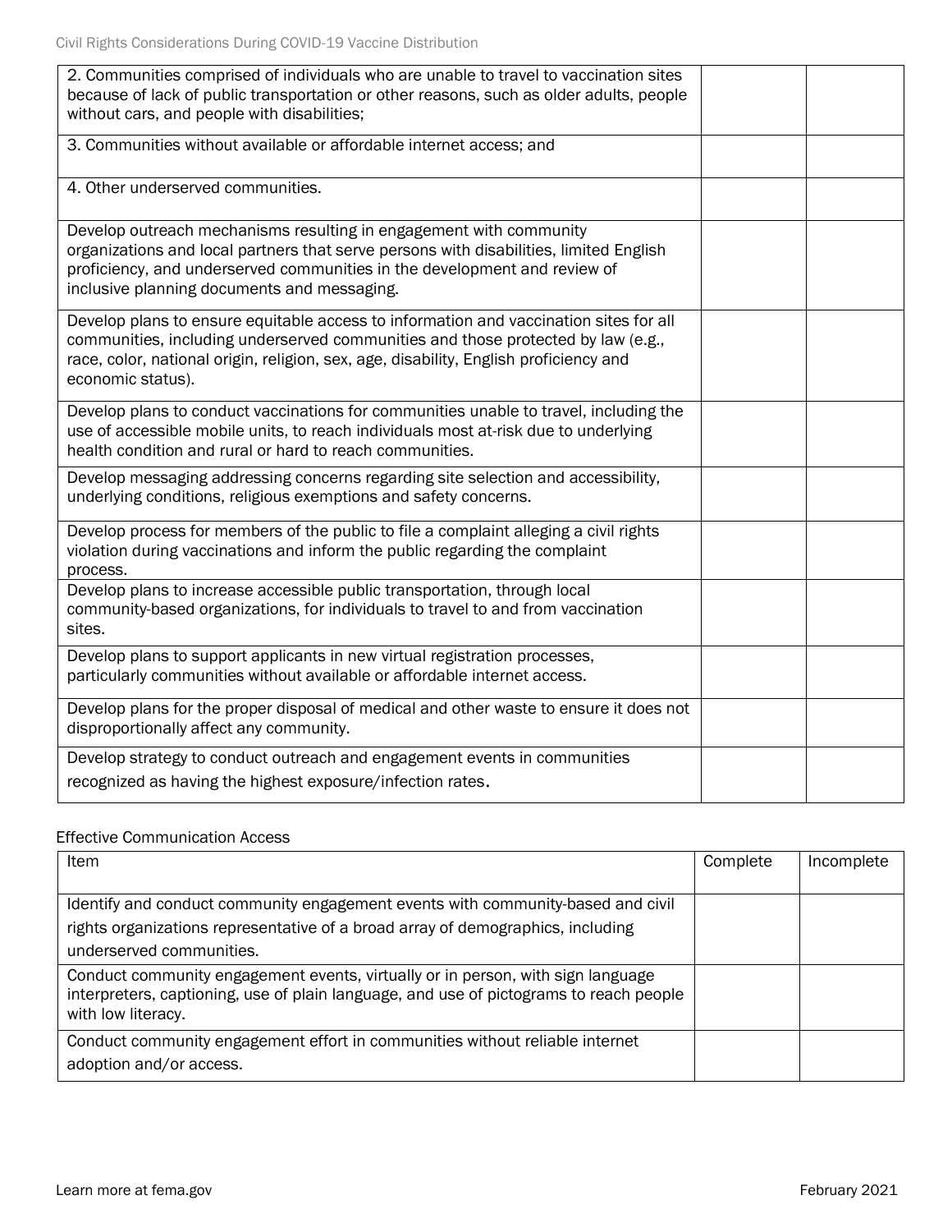| | | |
|---|---|---|
| 2. Communities comprised of individuals who are unable to travel to vaccination sites because of lack of public transportation or other reasons, such as older adults, people without cars, and people with disabilities; | | |
| 3. Communities without available or affordable internet access; and | | |
| 4. Other underserved communities. | | |
| Develop outreach mechanisms resulting in engagement with community organizations and local partners that serve persons with disabilities, limited English proficiency, and underserved communities in the development and review of inclusive planning documents and messaging. | | |
| Develop plans to ensure equitable access to information and vaccination sites for all communities, including underserved communities and those protected by law (e.g., race, color, national origin, religion, sex, age, disability, English proficiency and economic status). | | |
| Develop plans to conduct vaccinations for communities unable to travel, including the use of accessible mobile units, to reach individuals most at-risk due to underlying health condition and rural or hard to reach communities. | | |
| Develop messaging addressing concerns regarding site selection and accessibility, underlying conditions, religious exemptions and safety concerns. | | |
| Develop process for members of the public to file a complaint alleging a civil rights violation during vaccinations and inform the public regarding the complaint process. | | |
| Develop plans to increase accessible public transportation, through local community-based organizations, for individuals to travel to and from vaccination sites. | | |
| Develop plans to support applicants in new virtual registration processes, particularly communities without available or affordable internet access. | | |
| Develop plans for the proper disposal of medical and other waste to ensure it does not disproportionally affect any community. | | |
| Develop strategy to conduct outreach and engagement events in communities recognized as having the highest exposure/infection rates. | | |

Effective Communication Access

| Item | Complete | Incomplete |
|---|---|---|
| Identify and conduct community engagement events with community-based and civil rights organizations representative of a broad array of demographics, including underserved communities. | | |
| Conduct community engagement events, virtually or in person, with sign language interpreters, captioning, use of plain language, and use of pictograms to reach people with low literacy. | | |
| Conduct community engagement effort in communities without reliable internet adoption and/or access. | | |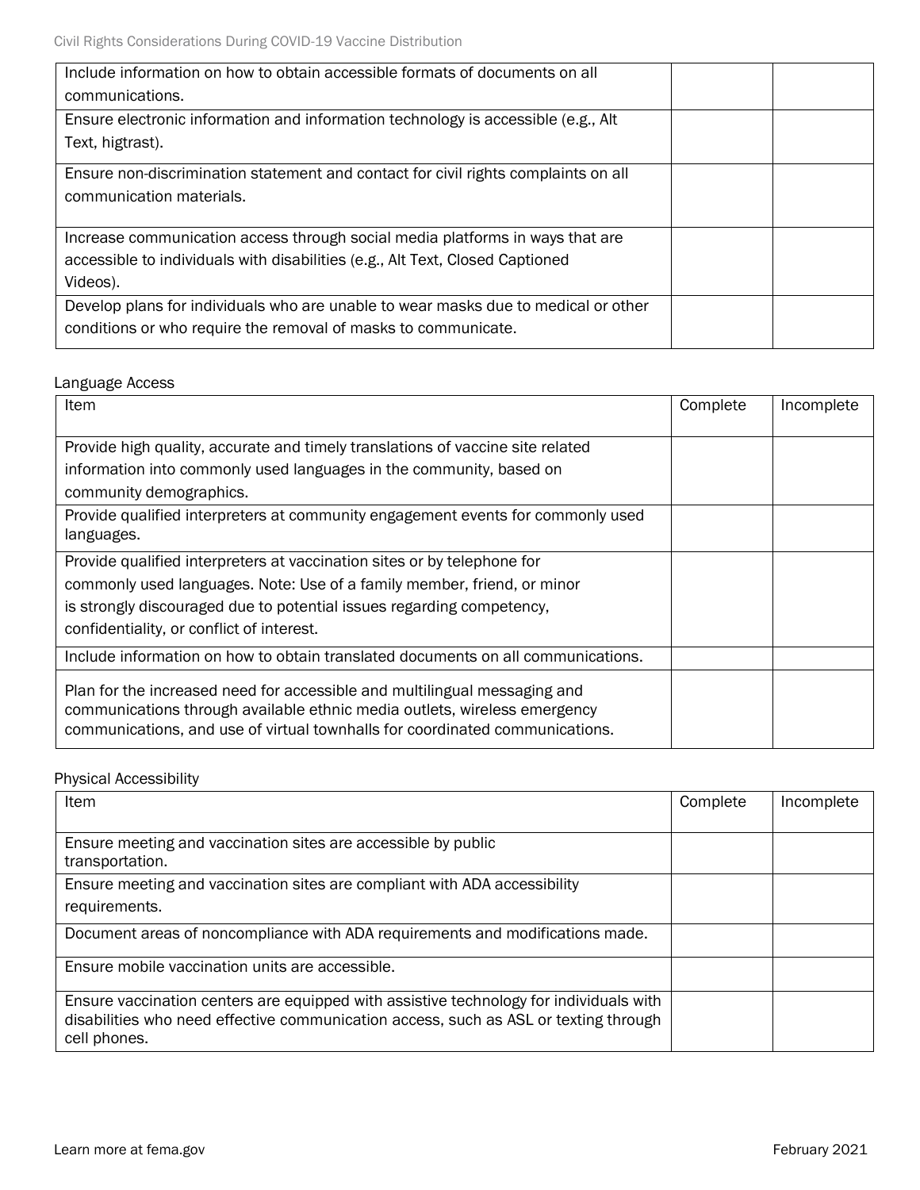| | | |
|---|---|---|
| Include information on how to obtain accessible formats of documents on all communications. | | |
| Ensure electronic information and information technology is accessible (e.g., Alt Text, higtrast). | | |
| Ensure non-discrimination statement and contact for civil rights complaints on all communication materials. | | |
| Increase communication access through social media platforms in ways that are accessible to individuals with disabilities (e.g., Alt Text, Closed Captioned Videos). | | |
| Develop plans for individuals who are unable to wear masks due to medical or other conditions or who require the removal of masks to communicate. | | |

Language Access

| Item | Complete | Incomplete |
|---|---|---|
| Provide high quality, accurate and timely translations of vaccine site related information into commonly used languages in the community, based on community demographics. | | |
| Provide qualified interpreters at community engagement events for commonly used languages. | | |
| Provide qualified interpreters at vaccination sites or by telephone for commonly used languages. Note: Use of a family member, friend, or minor is strongly discouraged due to potential issues regarding competency, confidentiality, or conflict of interest. | | |
| Include information on how to obtain translated documents on all communications. | | |
| Plan for the increased need for accessible and multilingual messaging and communications through available ethnic media outlets, wireless emergency communications, and use of virtual townhalls for coordinated communications. | | |

Physical Accessibility

| Item | Complete | Incomplete |
|---|---|---|
| Ensure meeting and vaccination sites are accessible by public transportation. | | |
| Ensure meeting and vaccination sites are compliant with ADA accessibility requirements. | | |
| Document areas of noncompliance with ADA requirements and modifications made. | | |
| Ensure mobile vaccination units are accessible. | | |
| Ensure vaccination centers are equipped with assistive technology for individuals with disabilities who need effective communication access, such as ASL or texting through cell phones. | | |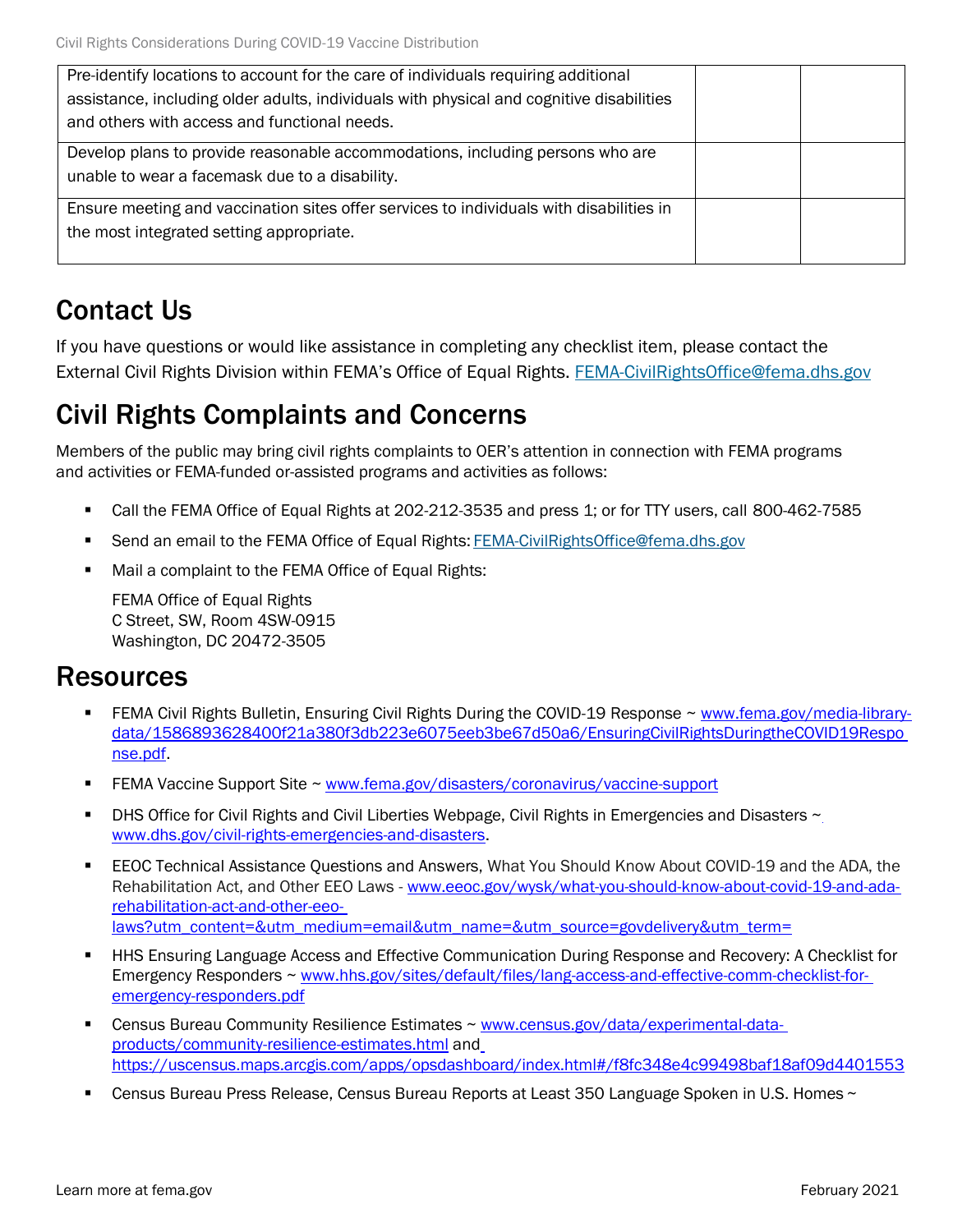| | | |
|---|---|---|
| Pre-identify locations to account for the care of individuals requiring additional assistance, including older adults, individuals with physical and cognitive disabilities and others with access and functional needs. | | |
| Develop plans to provide reasonable accommodations, including persons who are unable to wear a facemask due to a disability. | | |
| Ensure meeting and vaccination sites offer services to individuals with disabilities in the most integrated setting appropriate. | | |

## Contact Us

If you have questions or would like assistance in completing any checklist item, please contact the External Civil Rights Division within FEMA's Office of Equal Rights. [FEMA-CivilRightsOffice@fema.dhs.gov](mailto:FEMA-CivilRightsOffice@fema.dhs.gov)

## Civil Rights Complaints and Concerns

Members of the public may bring civil rights complaints to OER's attention in connection with FEMA programs and activities or FEMA-funded or-assisted programs and activities as follows:

- Call the FEMA Office of Equal Rights at 202-212-3535 and press 1; or for TTY users, call 800-462-7585
- Send an email to the FEMA Office of Equal Rights: [FEMA-CivilRightsOffice@fema.dhs.gov](mailto:FEMA-CivilRightsOffice@fema.dhs.gov)
- Mail a complaint to the FEMA Office of Equal Rights:

  FEMA Office of Equal Rights
  C Street, SW, Room 4SW-0915
  Washington, DC 20472-3505

## Resources

- FEMA Civil Rights Bulletin, Ensuring Civil Rights During the COVID-19 Response ~ [www.fema.gov/media-library-data/1586893628400f21a380f3db223e6075eeb3be67d50a6/EnsuringCivilRightsDuringtheCOVID19Response.pdf](www.fema.gov/media-library-data/1586893628400f21a380f3db223e6075eeb3be67d50a6/EnsuringCivilRightsDuringtheCOVID19Response.pdf).
- FEMA Vaccine Support Site ~ [www.fema.gov/disasters/coronavirus/vaccine-support](www.fema.gov/disasters/coronavirus/vaccine-support)
- DHS Office for Civil Rights and Civil Liberties Webpage, Civil Rights in Emergencies and Disasters ~ [www.dhs.gov/civil-rights-emergencies-and-disasters](www.dhs.gov/civil-rights-emergencies-and-disasters).
- EEOC Technical Assistance Questions and Answers, What You Should Know About COVID-19 and the ADA, the Rehabilitation Act, and Other EEO Laws - [www.eeoc.gov/wysk/what-you-should-know-about-covid-19-and-ada-rehabilitation-act-and-other-eeo-laws?utm_content=&utm_medium=email&utm_name=&utm_source=govdelivery&utm_term=](www.eeoc.gov/wysk/what-you-should-know-about-covid-19-and-ada-rehabilitation-act-and-other-eeo-laws?utm_content=&utm_medium=email&utm_name=&utm_source=govdelivery&utm_term=)
- HHS Ensuring Language Access and Effective Communication During Response and Recovery: A Checklist for Emergency Responders ~ [www.hhs.gov/sites/default/files/lang-access-and-effective-comm-checklist-for-emergency-responders.pdf](www.hhs.gov/sites/default/files/lang-access-and-effective-comm-checklist-for-emergency-responders.pdf)
- Census Bureau Community Resilience Estimates ~ [www.census.gov/data/experimental-data-products/community-resilience-estimates.html](www.census.gov/data/experimental-data-products/community-resilience-estimates.html) and [https://uscensus.maps.arcgis.com/apps/opsdashboard/index.html#/f8fc348e4c99498baf18af09d4401553](https://uscensus.maps.arcgis.com/apps/opsdashboard/index.html#/f8fc348e4c99498baf18af09d4401553)
- Census Bureau Press Release, Census Bureau Reports at Least 350 Language Spoken in U.S. Homes ~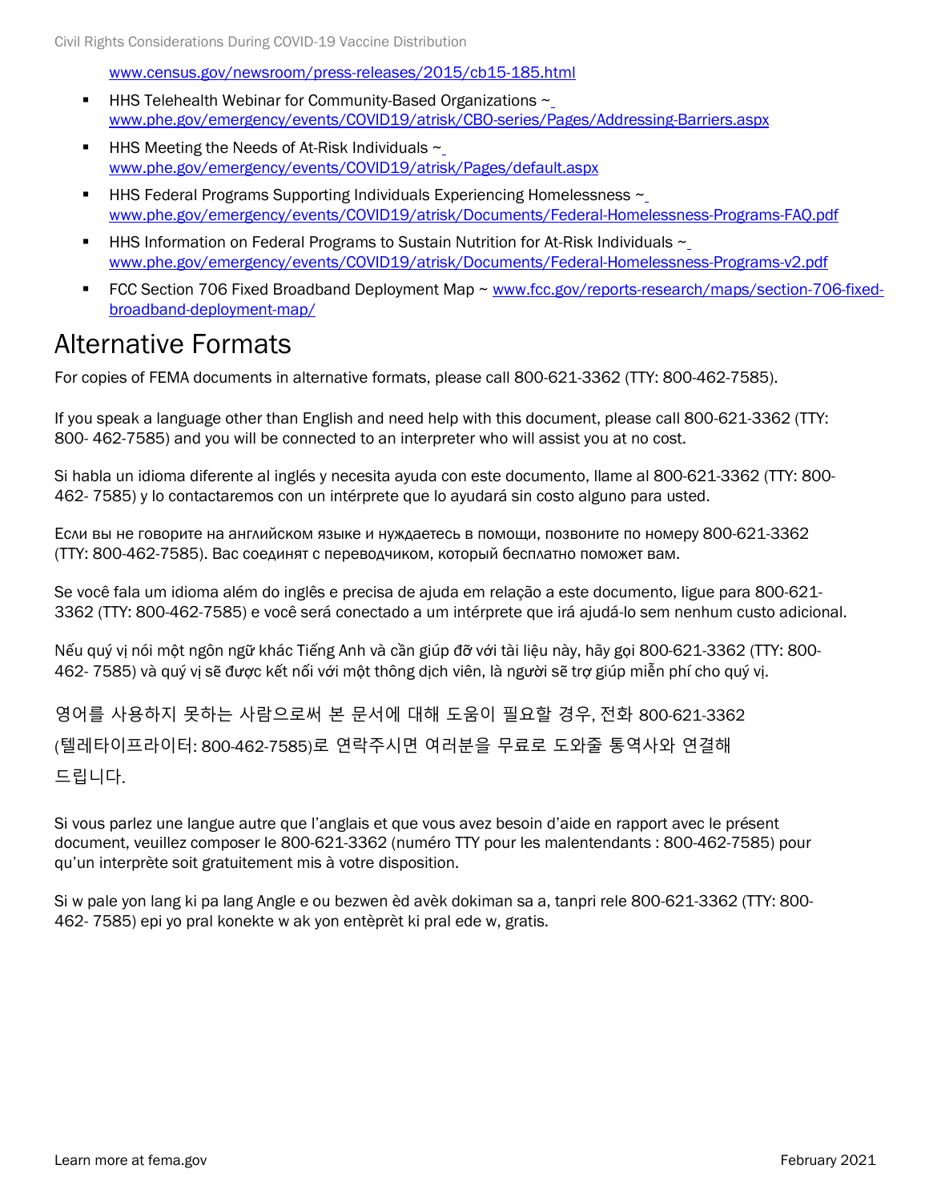www.census.gov/newsroom/press-releases/2015/cb15-185.html

- HHS Telehealth Webinar for Community-Based Organizations ~ www.phe.gov/emergency/events/COVID19/atrisk/CBO-series/Pages/Addressing-Barriers.aspx
- HHS Meeting the Needs of At-Risk Individuals ~ www.phe.gov/emergency/events/COVID19/atrisk/Pages/default.aspx
- HHS Federal Programs Supporting Individuals Experiencing Homelessness ~ www.phe.gov/emergency/events/COVID19/atrisk/Documents/Federal-Homelessness-Programs-FAQ.pdf
- HHS Information on Federal Programs to Sustain Nutrition for At-Risk Individuals ~ www.phe.gov/emergency/events/COVID19/atrisk/Documents/Federal-Homelessness-Programs-v2.pdf
- FCC Section 706 Fixed Broadband Deployment Map ~ www.fcc.gov/reports-research/maps/section-706-fixed-broadband-deployment-map/

# Alternative Formats

For copies of FEMA documents in alternative formats, please call 800-621-3362 (TTY: 800-462-7585).

If you speak a language other than English and need help with this document, please call 800-621-3362 (TTY: 800- 462-7585) and you will be connected to an interpreter who will assist you at no cost.

Si habla un idioma diferente al inglés y necesita ayuda con este documento, llame al 800-621-3362 (TTY: 800-462- 7585) y lo contactaremos con un intérprete que lo ayudará sin costo alguno para usted.

Если вы не говорите на английском языке и нуждаетесь в помощи, позвоните по номеру 800-621-3362 (TTY: 800-462-7585). Вас соединят с переводчиком, который бесплатно поможет вам.

Se você fala um idioma além do inglês e precisa de ajuda em relação a este documento, ligue para 800-621-3362 (TTY: 800-462-7585) e você será conectado a um intérprete que irá ajudá-lo sem nenhum custo adicional.

Nếu quý vị nói một ngôn ngữ khác Tiếng Anh và cần giúp đỡ với tài liệu này, hãy gọi 800-621-3362 (TTY: 800-462- 7585) và quý vị sẽ được kết nối với một thông dịch viên, là người sẽ trợ giúp miễn phí cho quý vị.

영어를 사용하지 못하는 사람으로써 본 문서에 대해 도움이 필요할 경우, 전화 800-621-3362 (텔레타이프라이터: 800-462-7585)로 연락주시면 여러분을 무료로 도와줄 통역사와 연결해 드립니다.

Si vous parlez une langue autre que l'anglais et que vous avez besoin d'aide en rapport avec le présent document, veuillez composer le 800-621-3362 (numéro TTY pour les malentendants : 800-462-7585) pour qu'un interprète soit gratuitement mis à votre disposition.

Si w pale yon lang ki pa lang Angle e ou bezwen èd avèk dokiman sa a, tanpri rele 800-621-3362 (TTY: 800-462- 7585) epi yo pral konekte w ak yon entèprèt ki pral ede w, gratis.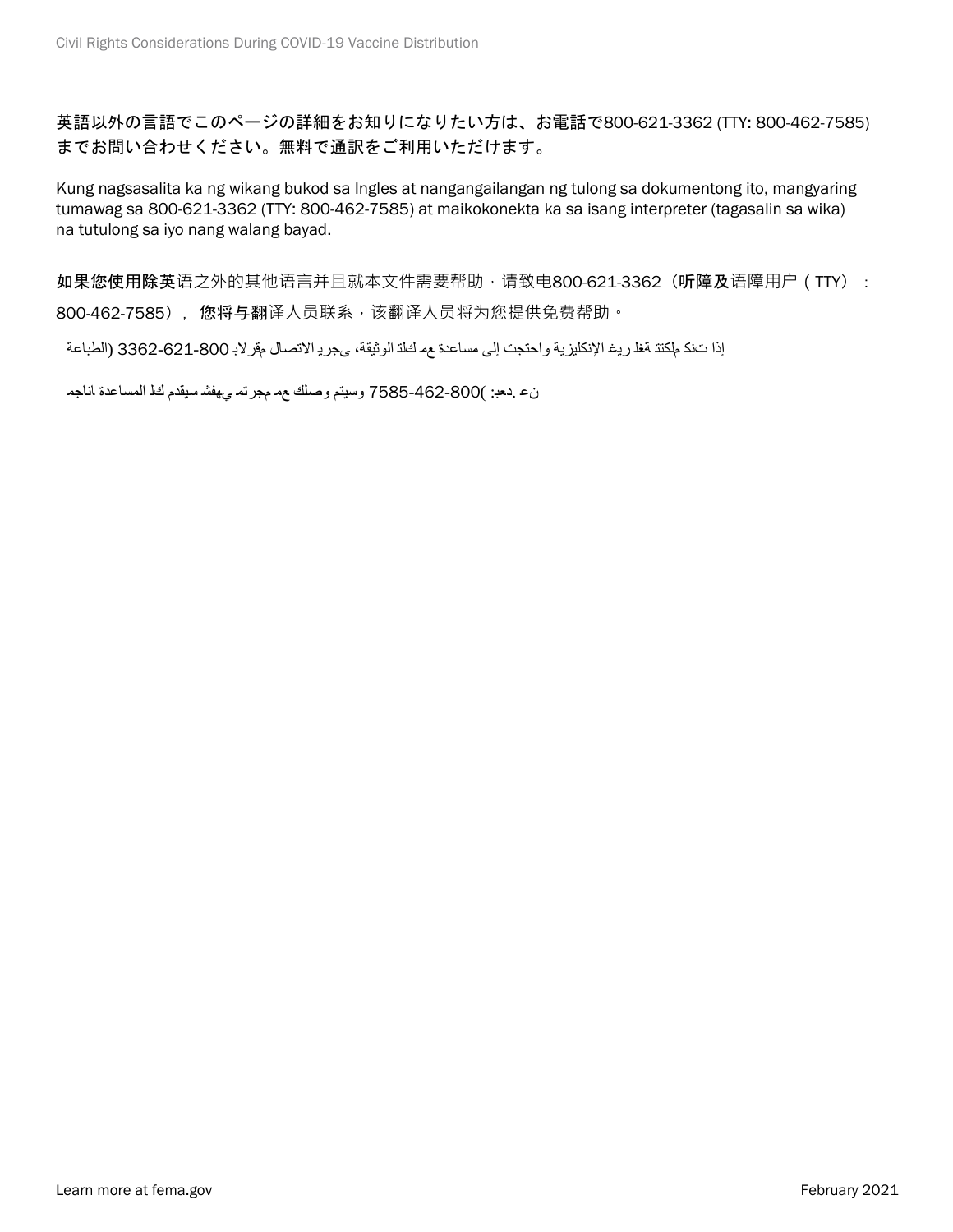英語以外の言語でこのページの詳細をお知りになりたい方は、お電話で800-621-3362 (TTY: 800-462-7585)までお問い合わせください。無料で通訳をご利用いただけます。

Kung nagsasalita ka ng wikang bukod sa Ingles at nangangailangan ng tulong sa dokumentong ito, mangyaring tumawag sa 800-621-3362 (TTY: 800-462-7585) at maikokonekta ka sa isang interpreter (tagasalin sa wika) na tutulong sa iyo nang walang bayad.

**如果您使用除英**语之外的其他语言并且就本文件需要帮助，请致电800-621-3362（**听障及**语障用户（TTY）：800-462-7585），**您将与翻**译人员联系，该翻译人员将为您提供免费帮助。

إذا تنك ملكتت ةغلب ريغ الإنكليزية واحتجت إلى مساعدة عم كلذ الوثيقة، يجري الاتصال مقرلاب 800-621-3362 (الطباعة

نع .دعب: )800-462-7585 وسيتم وصلك عم مجرتم يهفش سيقدم كلذ المساعدة اناجم